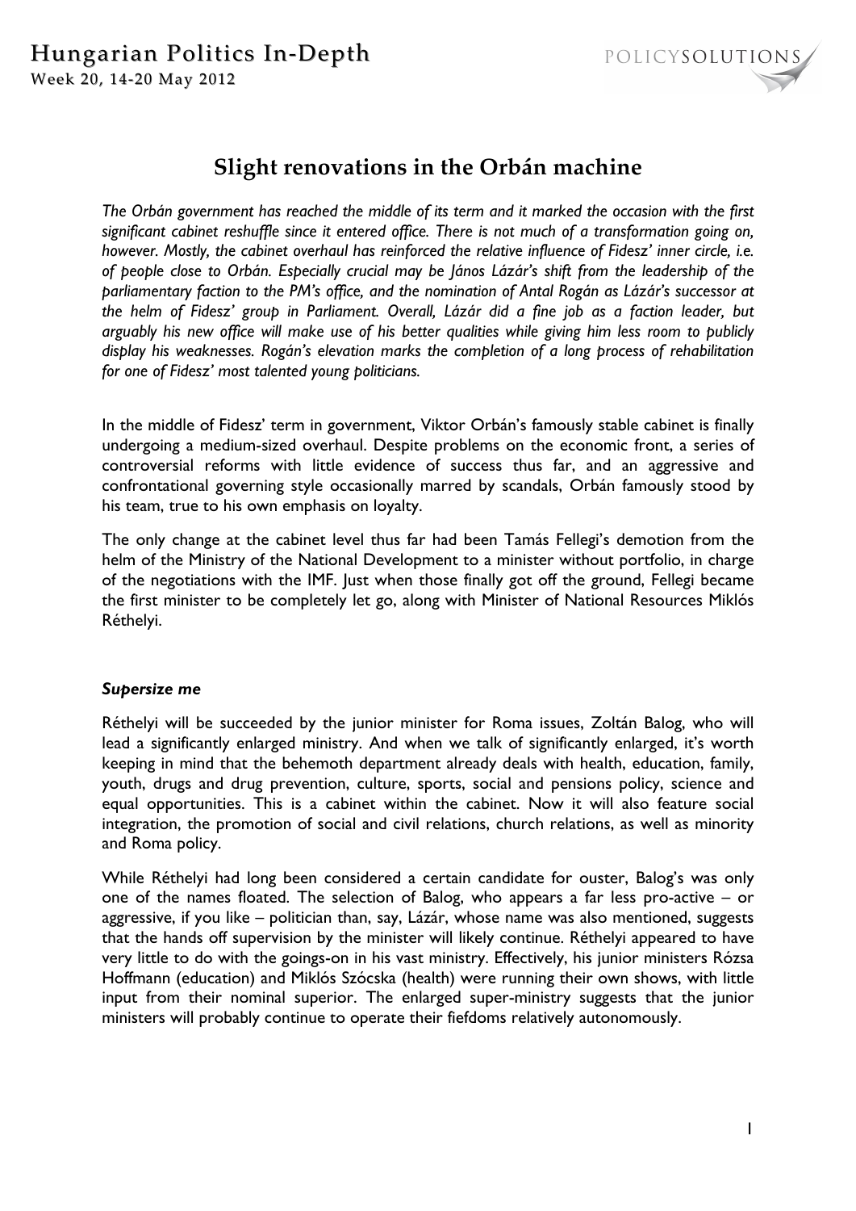# Slight renovations in the Orbán machine

*The Orbán government has reached the middle of its term and it marked the occasion with the first significant cabinet reshuffle since it entered office. There is not much of a transformation going on, however. Mostly, the cabinet overhaul has reinforced the relative influence of Fidesz' inner circle, i.e. of people close to Orbán. Especially crucial may be János Lázár's shift from the leadership of the parliamentary faction to the PM's office, and the nomination of Antal Rogán as Lázár's successor at the helm of Fidesz' group in Parliament. Overall, Lázár did a fine job as a faction leader, but arguably his new office will make use of his better qualities while giving him less room to publicly display his weaknesses. Rogán's elevation marks the completion of a long process of rehabilitation for one of Fidesz' most talented young politicians.*

In the middle of Fidesz' term in government, Viktor Orbán's famously stable cabinet is finally undergoing a medium-sized overhaul. Despite problems on the economic front, a series of controversial reforms with little evidence of success thus far, and an aggressive and confrontational governing style occasionally marred by scandals, Orbán famously stood by his team, true to his own emphasis on loyalty.

The only change at the cabinet level thus far had been Tamás Fellegi's demotion from the helm of the Ministry of the National Development to a minister without portfolio, in charge of the negotiations with the IMF. Just when those finally got off the ground, Fellegi became the first minister to be completely let go, along with Minister of National Resources Miklós Réthelyi.

### *Supersize me*

Réthelyi will be succeeded by the junior minister for Roma issues, Zoltán Balog, who will lead a significantly enlarged ministry. And when we talk of significantly enlarged, it's worth keeping in mind that the behemoth department already deals with health, education, family, youth, drugs and drug prevention, culture, sports, social and pensions policy, science and equal opportunities. This is a cabinet within the cabinet. Now it will also feature social integration, the promotion of social and civil relations, church relations, as well as minority and Roma policy.

While Réthelyi had long been considered a certain candidate for ouster, Balog's was only one of the names floated. The selection of Balog, who appears a far less pro-active – or aggressive, if you like – politician than, say, Lázár, whose name was also mentioned, suggests that the hands off supervision by the minister will likely continue. Réthelyi appeared to have very little to do with the goings-on in his vast ministry. Effectively, his junior ministers Rózsa Hoffmann (education) and Miklós Szócska (health) were running their own shows, with little input from their nominal superior. The enlarged super-ministry suggests that the junior ministers will probably continue to operate their fiefdoms relatively autonomously.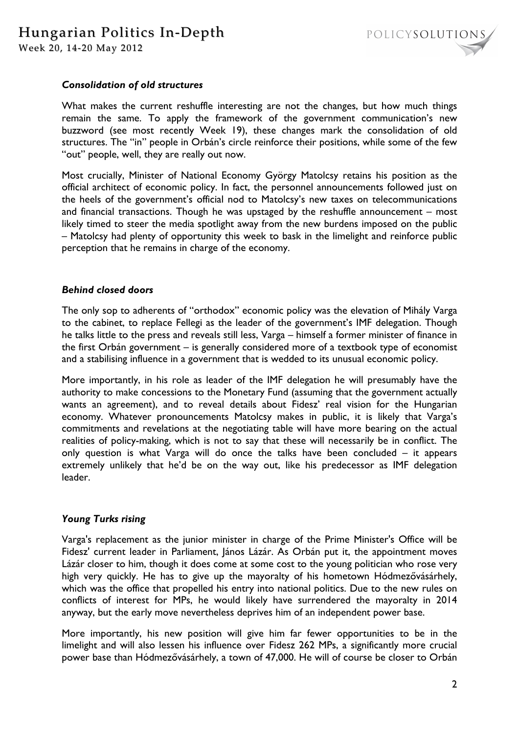### *Consolidation of old structures*

What makes the current reshuffle interesting are not the changes, but how much things remain the same. To apply the framework of the government communication's new buzzword (see most recently Week 19), these changes mark the consolidation of old structures. The "in" people in Orbán's circle reinforce their positions, while some of the few "out" people, well, they are really out now.

Most crucially, Minister of National Economy György Matolcsy retains his position as the official architect of economic policy. In fact, the personnel announcements followed just on the heels of the government's official nod to Matolcsy's new taxes on telecommunications and financial transactions. Though he was upstaged by the reshuffle announcement – most likely timed to steer the media spotlight away from the new burdens imposed on the public – Matolcsy had plenty of opportunity this week to bask in the limelight and reinforce public perception that he remains in charge of the economy.

### *Behind closed doors*

The only sop to adherents of "orthodox" economic policy was the elevation of Mihály Varga to the cabinet, to replace Fellegi as the leader of the government's IMF delegation. Though he talks little to the press and reveals still less, Varga – himself a former minister of finance in the first Orbán government – is generally considered more of a textbook type of economist and a stabilising influence in a government that is wedded to its unusual economic policy.

More importantly, in his role as leader of the IMF delegation he will presumably have the authority to make concessions to the Monetary Fund (assuming that the government actually wants an agreement), and to reveal details about Fidesz' real vision for the Hungarian economy. Whatever pronouncements Matolcsy makes in public, it is likely that Varga's commitments and revelations at the negotiating table will have more bearing on the actual realities of policy-making, which is not to say that these will necessarily be in conflict. The only question is what Varga will do once the talks have been concluded – it appears extremely unlikely that he'd be on the way out, like his predecessor as IMF delegation leader.

### *Young Turks rising*

Varga's replacement as the junior minister in charge of the Prime Minister's Office will be Fidesz' current leader in Parliament, János Lázár. As Orbán put it, the appointment moves Lázár closer to him, though it does come at some cost to the young politician who rose very high very quickly. He has to give up the mayoralty of his hometown Hódmezővásárhely, which was the office that propelled his entry into national politics. Due to the new rules on conflicts of interest for MPs, he would likely have surrendered the mayoralty in 2014 anyway, but the early move nevertheless deprives him of an independent power base.

More importantly, his new position will give him far fewer opportunities to be in the limelight and will also lessen his influence over Fidesz 262 MPs, a significantly more crucial power base than Hódmezővásárhely, a town of 47,000. He will of course be closer to Orbán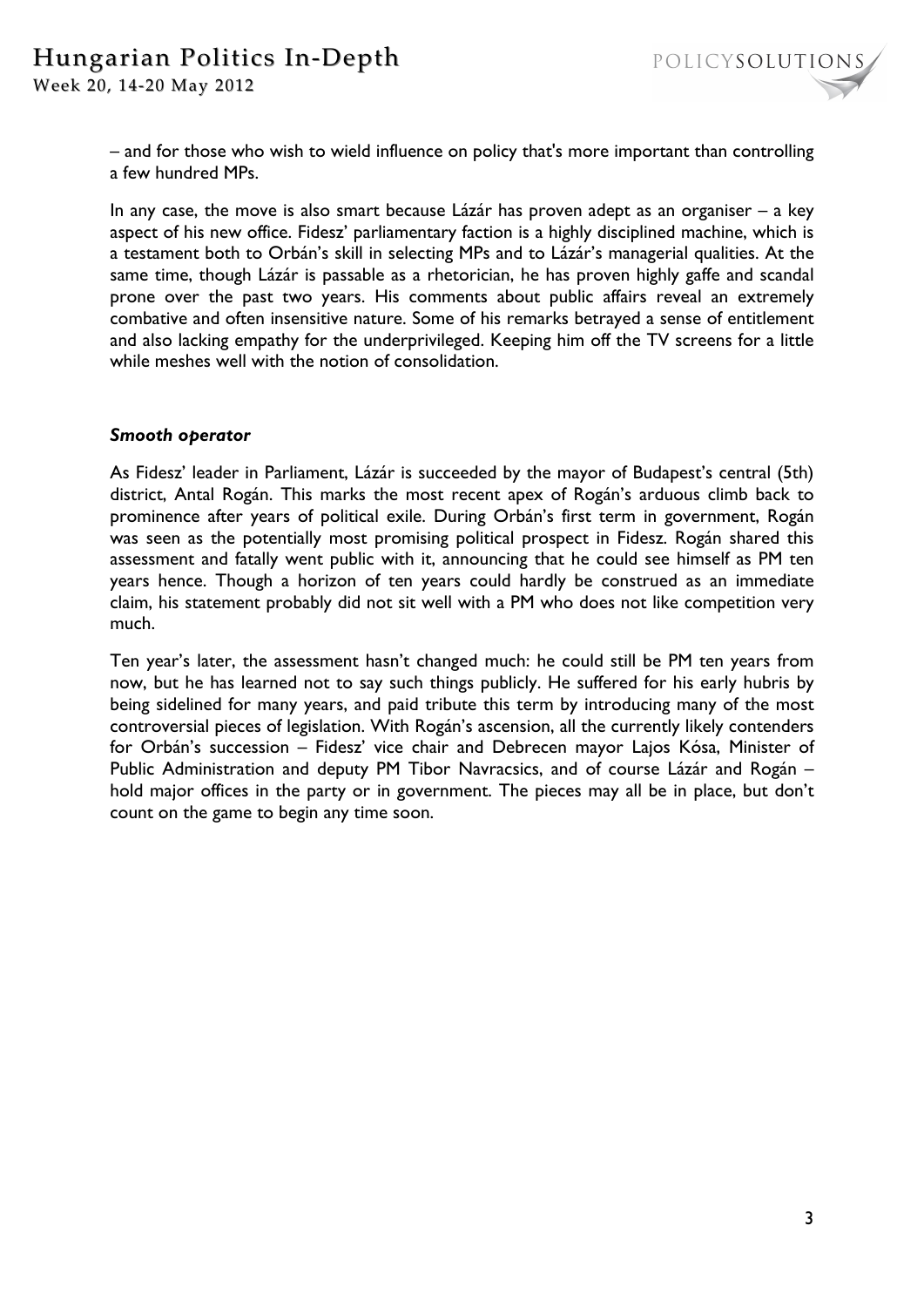– and for those who wish to wield influence on policy that's more important than controlling a few hundred MPs.

In any case, the move is also smart because Lázár has proven adept as an organiser – a key aspect of his new office. Fidesz' parliamentary faction is a highly disciplined machine, which is a testament both to Orbán's skill in selecting MPs and to Lázár's managerial qualities. At the same time, though Lázár is passable as a rhetorician, he has proven highly gaffe and scandal prone over the past two years. His comments about public affairs reveal an extremely combative and often insensitive nature. Some of his remarks betrayed a sense of entitlement and also lacking empathy for the underprivileged. Keeping him off the TV screens for a little while meshes well with the notion of consolidation.

### *Smooth operator*

As Fidesz' leader in Parliament, Lázár is succeeded by the mayor of Budapest's central (5th) district, Antal Rogán. This marks the most recent apex of Rogán's arduous climb back to prominence after years of political exile. During Orbán's first term in government, Rogán was seen as the potentially most promising political prospect in Fidesz. Rogán shared this assessment and fatally went public with it, announcing that he could see himself as PM ten years hence. Though a horizon of ten years could hardly be construed as an immediate claim, his statement probably did not sit well with a PM who does not like competition very much.

Ten year's later, the assessment hasn't changed much: he could still be PM ten years from now, but he has learned not to say such things publicly. He suffered for his early hubris by being sidelined for many years, and paid tribute this term by introducing many of the most controversial pieces of legislation. With Rogán's ascension, all the currently likely contenders for Orbán's succession – Fidesz' vice chair and Debrecen mayor Lajos Kósa, Minister of Public Administration and deputy PM Tibor Navracsics, and of course Lázár and Rogán – hold major offices in the party or in government. The pieces may all be in place, but don't count on the game to begin any time soon.